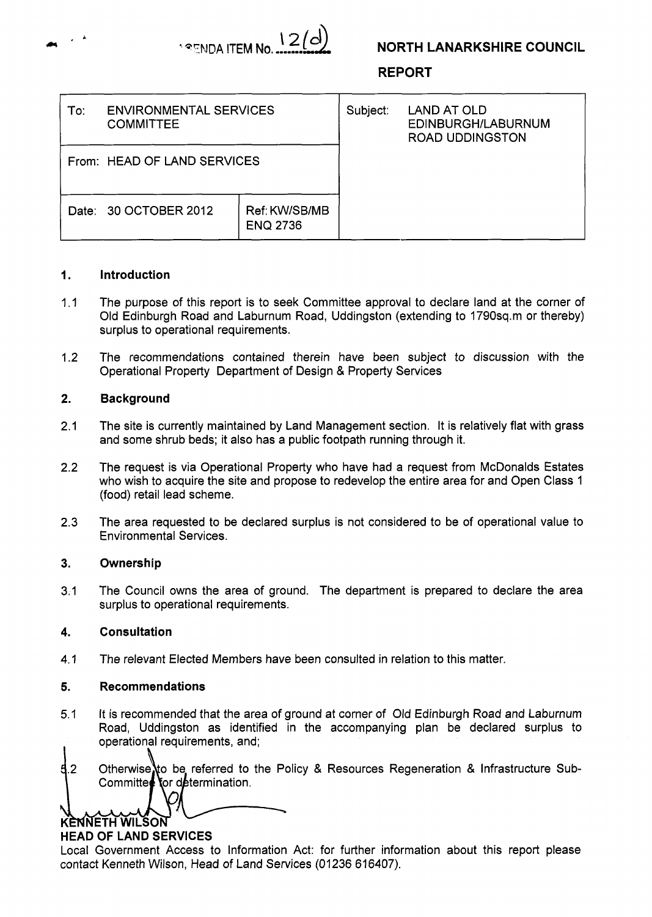AGENDA ITEM No. 12(d)

**NORTH LANARKSHIRE COUNCIL**

**REPORT**

| | | |
|---|---|---|
| To: ENVIRONMENTAL SERVICES COMMITTEE | | Subject: LAND AT OLD EDINBURGH/LABURNUM ROAD UDDINGSTON |
| From: HEAD OF LAND SERVICES | | |
| Date: 30 OCTOBER 2012 | Ref: KW/SB/MB ENQ 2736 | |

## 1. Introduction

1.1 The purpose of this report is to seek Committee approval to declare land at the corner of Old Edinburgh Road and Laburnum Road, Uddingston (extending to 1790sq.m or thereby) surplus to operational requirements.

1.2 The recommendations contained therein have been subject to discussion with the Operational Property Department of Design & Property Services

## 2. Background

2.1 The site is currently maintained by Land Management section. It is relatively flat with grass and some shrub beds; it also has a public footpath running through it.

2.2 The request is via Operational Property who have had a request from McDonalds Estates who wish to acquire the site and propose to redevelop the entire area for and Open Class 1 (food) retail lead scheme.

2.3 The area requested to be declared surplus is not considered to be of operational value to Environmental Services.

## 3. Ownership

3.1 The Council owns the area of ground. The department is prepared to declare the area surplus to operational requirements.

## 4. Consultation

4.1 The relevant Elected Members have been consulted in relation to this matter.

## 5. Recommendations

5.1 It is recommended that the area of ground at corner of Old Edinburgh Road and Laburnum Road, Uddingston as identified in the accompanying plan be declared surplus to operational requirements, and;

5.2 Otherwise to be referred to the Policy & Resources Regeneration & Infrastructure Sub-Committee for determination.

**KENNETH WILSON**
**HEAD OF LAND SERVICES**

Local Government Access to Information Act: for further information about this report please contact Kenneth Wilson, Head of Land Services (01236 616407).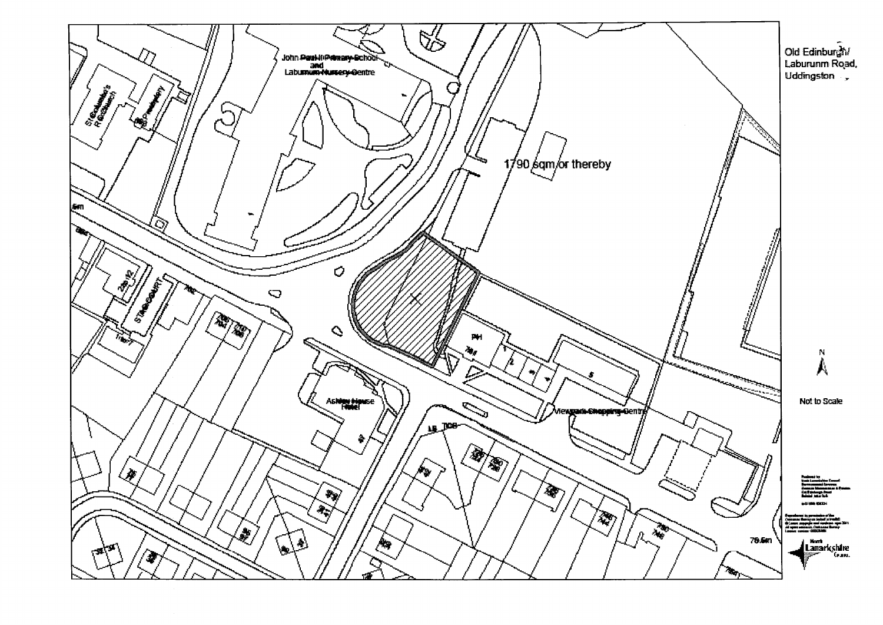Old Edinburgh/
Laburunm Road,
Uddingston

1790 sqm or thereby

N

Not to Scale